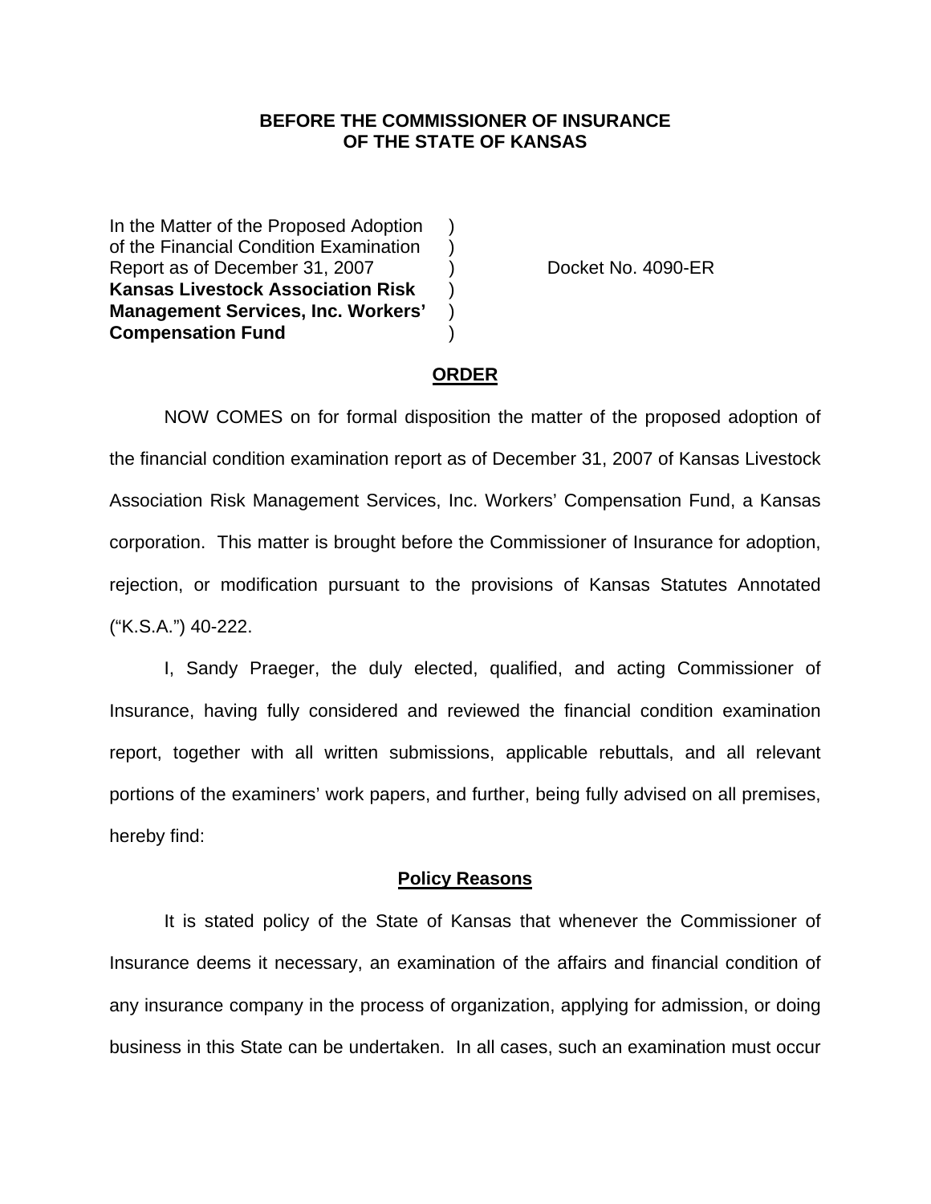**BEFORE THE COMMISSIONER OF INSURANCE**
**OF THE STATE OF KANSAS**

In the Matter of the Proposed Adoption )
of the Financial Condition Examination )
Report as of December 31, 2007 ) Docket No. 4090-ER
**Kansas Livestock Association Risk** )
**Management Services, Inc. Workers'** )
**Compensation Fund** )

## ORDER

NOW COMES on for formal disposition the matter of the proposed adoption of the financial condition examination report as of December 31, 2007 of Kansas Livestock Association Risk Management Services, Inc. Workers' Compensation Fund, a Kansas corporation. This matter is brought before the Commissioner of Insurance for adoption, rejection, or modification pursuant to the provisions of Kansas Statutes Annotated ("K.S.A.") 40-222.

I, Sandy Praeger, the duly elected, qualified, and acting Commissioner of Insurance, having fully considered and reviewed the financial condition examination report, together with all written submissions, applicable rebuttals, and all relevant portions of the examiners' work papers, and further, being fully advised on all premises, hereby find:

### Policy Reasons

It is stated policy of the State of Kansas that whenever the Commissioner of Insurance deems it necessary, an examination of the affairs and financial condition of any insurance company in the process of organization, applying for admission, or doing business in this State can be undertaken. In all cases, such an examination must occur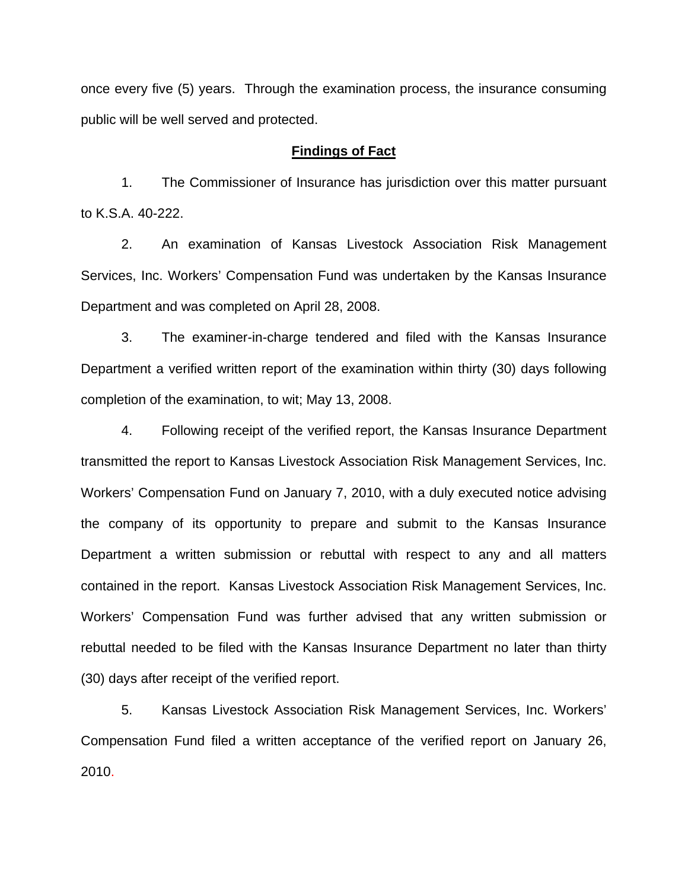once every five (5) years. Through the examination process, the insurance consuming public will be well served and protected.

**Findings of Fact**

1. The Commissioner of Insurance has jurisdiction over this matter pursuant to K.S.A. 40-222.

2. An examination of Kansas Livestock Association Risk Management Services, Inc. Workers' Compensation Fund was undertaken by the Kansas Insurance Department and was completed on April 28, 2008.

3. The examiner-in-charge tendered and filed with the Kansas Insurance Department a verified written report of the examination within thirty (30) days following completion of the examination, to wit; May 13, 2008.

4. Following receipt of the verified report, the Kansas Insurance Department transmitted the report to Kansas Livestock Association Risk Management Services, Inc. Workers' Compensation Fund on January 7, 2010, with a duly executed notice advising the company of its opportunity to prepare and submit to the Kansas Insurance Department a written submission or rebuttal with respect to any and all matters contained in the report. Kansas Livestock Association Risk Management Services, Inc. Workers' Compensation Fund was further advised that any written submission or rebuttal needed to be filed with the Kansas Insurance Department no later than thirty (30) days after receipt of the verified report.

5. Kansas Livestock Association Risk Management Services, Inc. Workers' Compensation Fund filed a written acceptance of the verified report on January 26, 2010.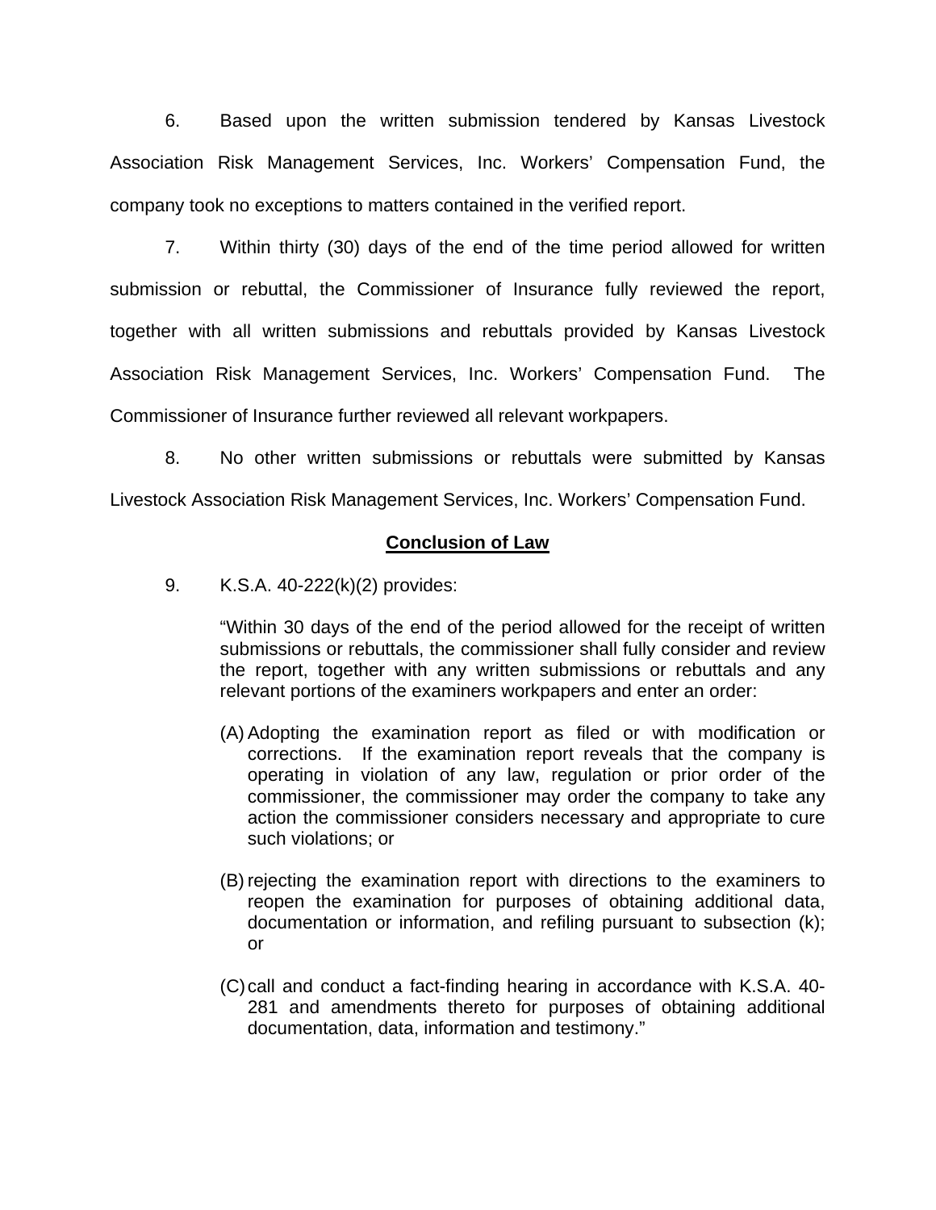6. Based upon the written submission tendered by Kansas Livestock Association Risk Management Services, Inc. Workers' Compensation Fund, the company took no exceptions to matters contained in the verified report.

7. Within thirty (30) days of the end of the time period allowed for written submission or rebuttal, the Commissioner of Insurance fully reviewed the report, together with all written submissions and rebuttals provided by Kansas Livestock Association Risk Management Services, Inc. Workers' Compensation Fund. The Commissioner of Insurance further reviewed all relevant workpapers.

8. No other written submissions or rebuttals were submitted by Kansas Livestock Association Risk Management Services, Inc. Workers' Compensation Fund.

## **Conclusion of Law**

9. K.S.A. 40-222(k)(2) provides:

> "Within 30 days of the end of the period allowed for the receipt of written submissions or rebuttals, the commissioner shall fully consider and review the report, together with any written submissions or rebuttals and any relevant portions of the examiners workpapers and enter an order:
>
> (A) Adopting the examination report as filed or with modification or corrections. If the examination report reveals that the company is operating in violation of any law, regulation or prior order of the commissioner, the commissioner may order the company to take any action the commissioner considers necessary and appropriate to cure such violations; or
>
> (B) rejecting the examination report with directions to the examiners to reopen the examination for purposes of obtaining additional data, documentation or information, and refiling pursuant to subsection (k); or
>
> (C) call and conduct a fact-finding hearing in accordance with K.S.A. 40-281 and amendments thereto for purposes of obtaining additional documentation, data, information and testimony."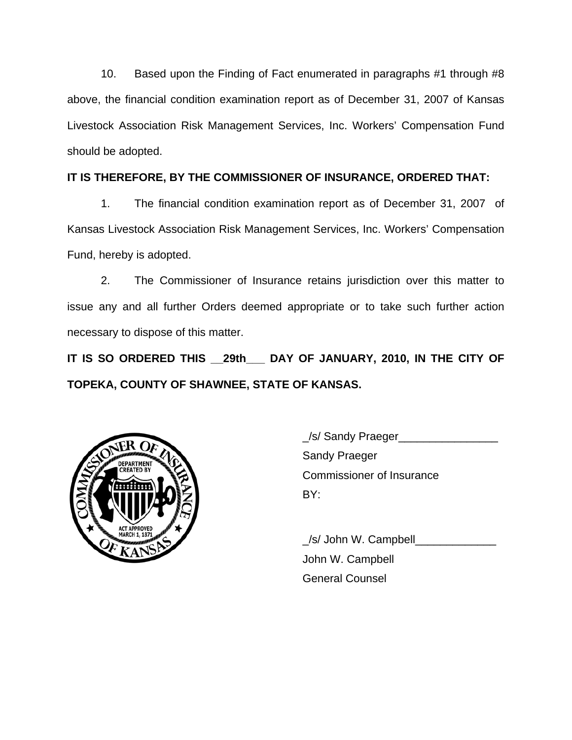10. Based upon the Finding of Fact enumerated in paragraphs #1 through #8 above, the financial condition examination report as of December 31, 2007 of Kansas Livestock Association Risk Management Services, Inc. Workers' Compensation Fund should be adopted.

**IT IS THEREFORE, BY THE COMMISSIONER OF INSURANCE, ORDERED THAT:**

1. The financial condition examination report as of December 31, 2007 of Kansas Livestock Association Risk Management Services, Inc. Workers' Compensation Fund, hereby is adopted.

2. The Commissioner of Insurance retains jurisdiction over this matter to issue any and all further Orders deemed appropriate or to take such further action necessary to dispose of this matter.

**IT IS SO ORDERED THIS __29th___ DAY OF JANUARY, 2010, IN THE CITY OF TOPEKA, COUNTY OF SHAWNEE, STATE OF KANSAS.**

_/s/ Sandy Praeger________________
Sandy Praeger
Commissioner of Insurance
BY:

_/s/ John W. Campbell_____________
John W. Campbell
General Counsel